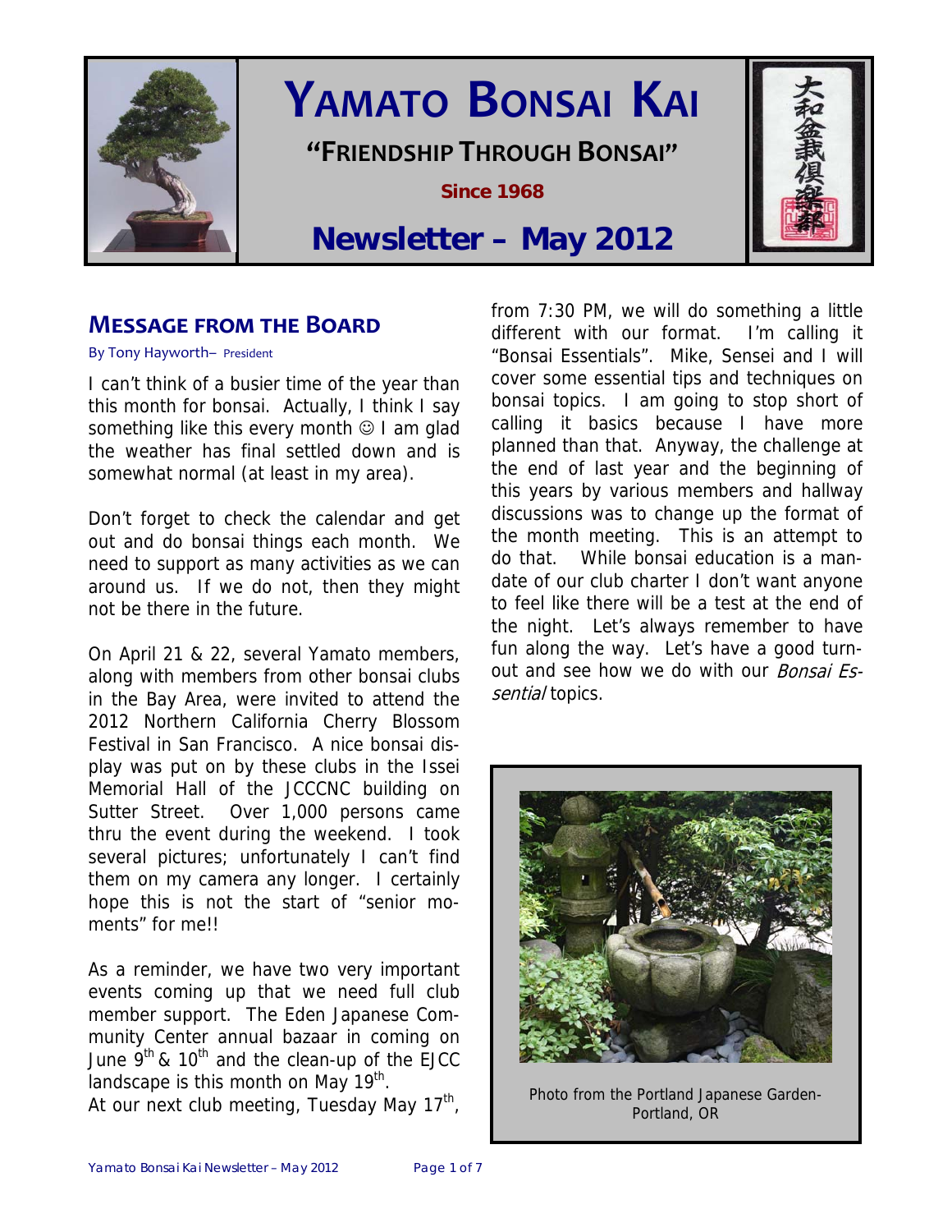# YAMATO BONSAI KAI

**"FRIENDSHIP THROUGH BONSAI"**

**Since 1968**

# Newsletter – May 2012

大和盆栽倶楽部

## MESSAGE FROM THE BOARD

By Tony Hayworth– President

I can't think of a busier time of the year than this month for bonsai. Actually, I think I say something like this every month ☺ I am glad the weather has final settled down and is somewhat normal (at least in my area).

Don't forget to check the calendar and get out and do bonsai things each month. We need to support as many activities as we can around us. If we do not, then they might not be there in the future.

On April 21 & 22, several Yamato members, along with members from other bonsai clubs in the Bay Area, were invited to attend the 2012 Northern California Cherry Blossom Festival in San Francisco. A nice bonsai display was put on by these clubs in the Issei Memorial Hall of the JCCCNC building on Sutter Street. Over 1,000 persons came thru the event during the weekend. I took several pictures; unfortunately I can't find them on my camera any longer. I certainly hope this is not the start of "senior moments" for me!!

As a reminder, we have two very important events coming up that we need full club member support. The Eden Japanese Community Center annual bazaar in coming on June 9th & 10th and the clean-up of the EJCC landscape is this month on May 19th.

At our next club meeting, Tuesday May 17th, from 7:30 PM, we will do something a little different with our format. I'm calling it "Bonsai Essentials". Mike, Sensei and I will cover some essential tips and techniques on bonsai topics. I am going to stop short of calling it basics because I have more planned than that. Anyway, the challenge at the end of last year and the beginning of this years by various members and hallway discussions was to change up the format of the month meeting. This is an attempt to do that. While bonsai education is a mandate of our club charter I don't want anyone to feel like there will be a test at the end of the night. Let's always remember to have fun along the way. Let's have a good turnout and see how we do with our *Bonsai Essential* topics.

Photo from the Portland Japanese Garden- Portland, OR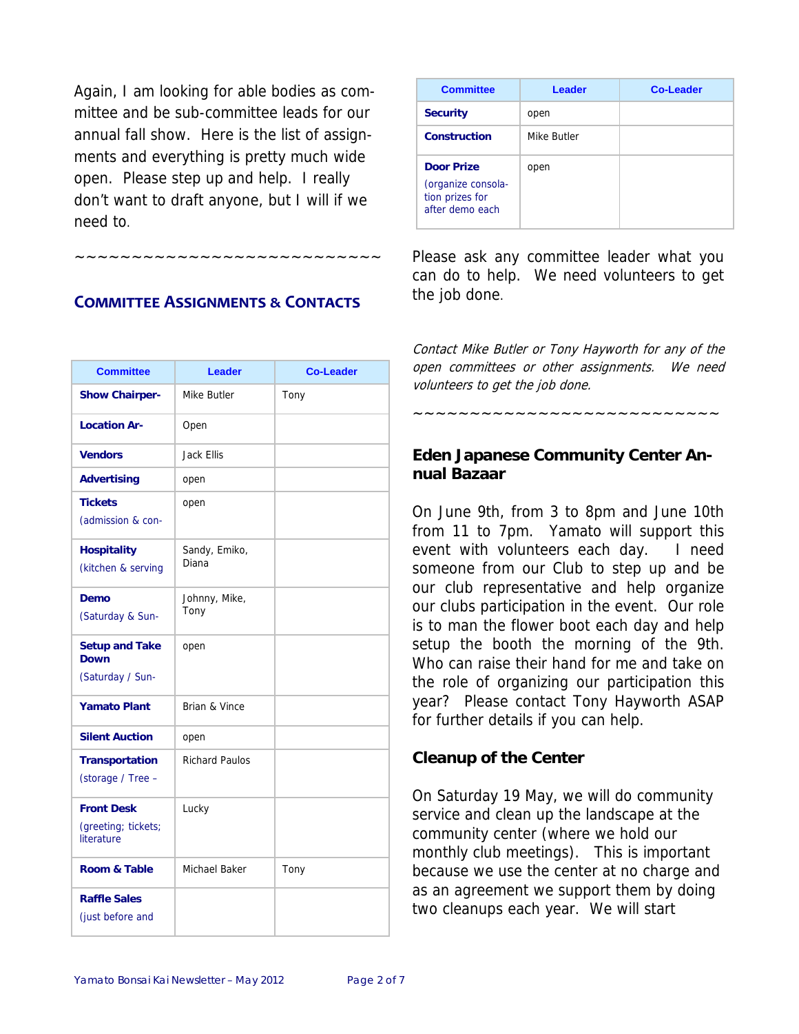Again, I am looking for able bodies as committee and be sub-committee leads for our annual fall show. Here is the list of assignments and everything is pretty much wide open. Please step up and help. I really don't want to draft anyone, but I will if we need to.

~~~~~~~~~~~~~~~~~~~~~~~~~~

## COMMITTEE ASSIGNMENTS & CONTACTS

| Committee | Leader | Co-Leader |
|---|---|---|
| **Show Chairper-** | Mike Butler | Tony |
| **Location Ar-** | Open | |
| **Vendors** | Jack Ellis | |
| **Advertising** | open | |
| **Tickets** (admission & con- | open | |
| **Hospitality** (kitchen & serving | Sandy, Emiko, Diana | |
| **Demo** (Saturday & Sun- | Johnny, Mike, Tony | |
| **Setup and Take Down** (Saturday / Sun- | open | |
| **Yamato Plant** | Brian & Vince | |
| **Silent Auction** | open | |
| **Transportation** (storage / Tree – | Richard Paulos | |
| **Front Desk** (greeting; tickets; literature | Lucky | |
| **Room & Table** | Michael Baker | Tony |
| **Raffle Sales** (just before and | | |
| **Security** | open | |
| **Construction** | Mike Butler | |
| **Door Prize** (organize consolation prizes for after demo each | open | |

Please ask any committee leader what you can do to help. We need volunteers to get the job done.

*Contact Mike Butler or Tony Hayworth for any of the open committees or other assignments. We need volunteers to get the job done.*

~~~~~~~~~~~~~~~~~~~~~~~~~~

## Eden Japanese Community Center Annual Bazaar

On June 9th, from 3 to 8pm and June 10th from 11 to 7pm. Yamato will support this event with volunteers each day. I need someone from our Club to step up and be our club representative and help organize our clubs participation in the event. Our role is to man the flower boot each day and help setup the booth the morning of the 9th. Who can raise their hand for me and take on the role of organizing our participation this year? Please contact Tony Hayworth ASAP for further details if you can help.

## Cleanup of the Center

On Saturday 19 May, we will do community service and clean up the landscape at the community center (where we hold our monthly club meetings). This is important because we use the center at no charge and as an agreement we support them by doing two cleanups each year. We will start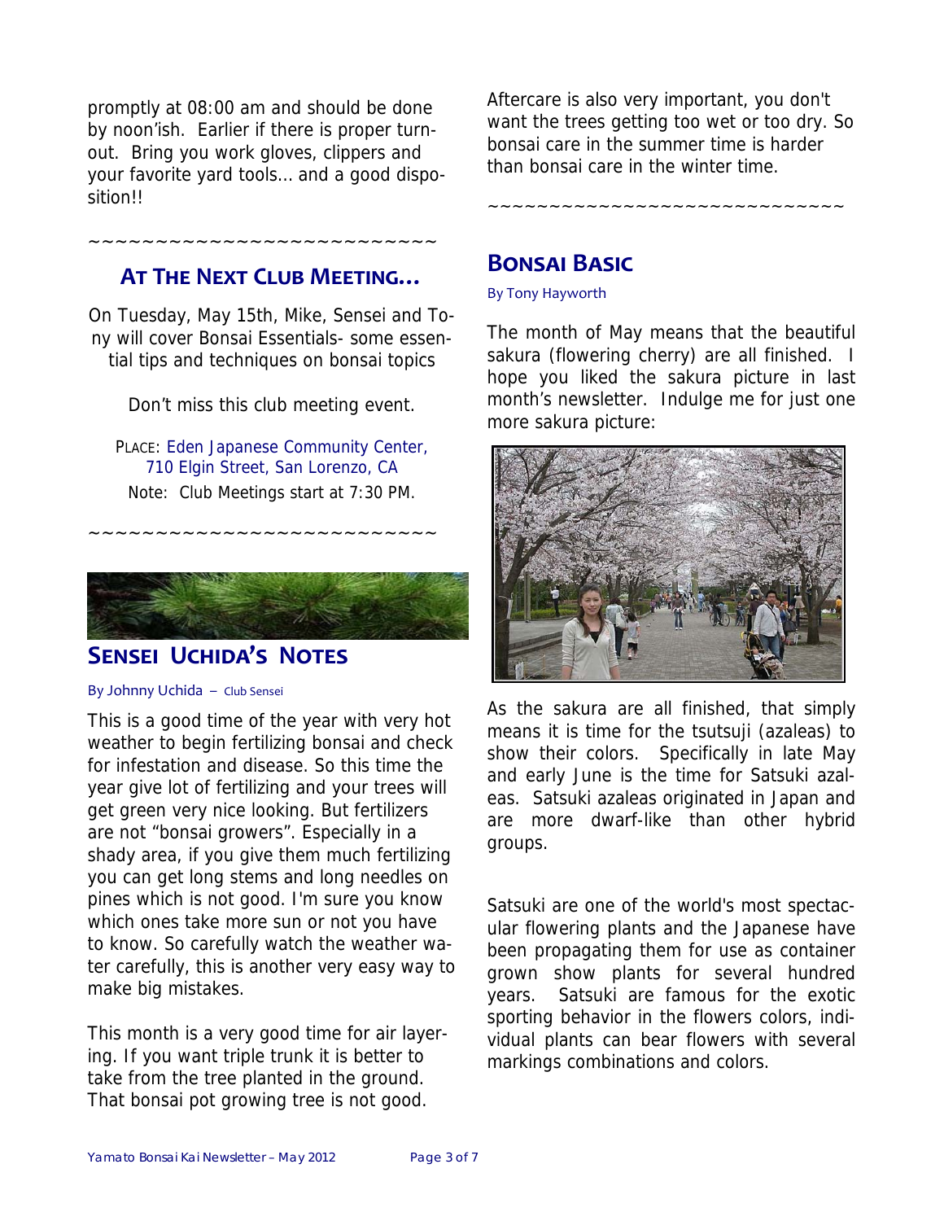promptly at 08:00 am and should be done by noon'ish. Earlier if there is proper turn-out. Bring you work gloves, clippers and your favorite yard tools… and a good disposition!!

~~~~~~~~~~~~~~~~~~~~~~~~~~

## AT THE NEXT CLUB MEETING…

On Tuesday, May 15th, Mike, Sensei and Tony will cover Bonsai Essentials- some essential tips and techniques on bonsai topics

Don't miss this club meeting event.

PLACE: Eden Japanese Community Center, 710 Elgin Street, San Lorenzo, CA

Note: Club Meetings start at 7:30 PM.

~~~~~~~~~~~~~~~~~~~~~~~~~~

## SENSEI UCHIDA'S NOTES

By Johnny Uchida – Club Sensei

This is a good time of the year with very hot weather to begin fertilizing bonsai and check for infestation and disease. So this time the year give lot of fertilizing and your trees will get green very nice looking. But fertilizers are not "bonsai growers". Especially in a shady area, if you give them much fertilizing you can get long stems and long needles on pines which is not good. I'm sure you know which ones take more sun or not you have to know. So carefully watch the weather water carefully, this is another very easy way to make big mistakes.

This month is a very good time for air layering. If you want triple trunk it is better to take from the tree planted in the ground. That bonsai pot growing tree is not good.

Aftercare is also very important, you don't want the trees getting too wet or too dry. So bonsai care in the summer time is harder than bonsai care in the winter time.

~~~~~~~~~~~~~~~~~~~~~~~~~~~~~

## BONSAI BASIC

By Tony Hayworth

The month of May means that the beautiful sakura (flowering cherry) are all finished. I hope you liked the sakura picture in last month's newsletter. Indulge me for just one more sakura picture:

As the sakura are all finished, that simply means it is time for the tsutsuji (azaleas) to show their colors. Specifically in late May and early June is the time for Satsuki azaleas. Satsuki azaleas originated in Japan and are more dwarf-like than other hybrid groups.

Satsuki are one of the world's most spectacular flowering plants and the Japanese have been propagating them for use as container grown show plants for several hundred years. Satsuki are famous for the exotic sporting behavior in the flowers colors, individual plants can bear flowers with several markings combinations and colors.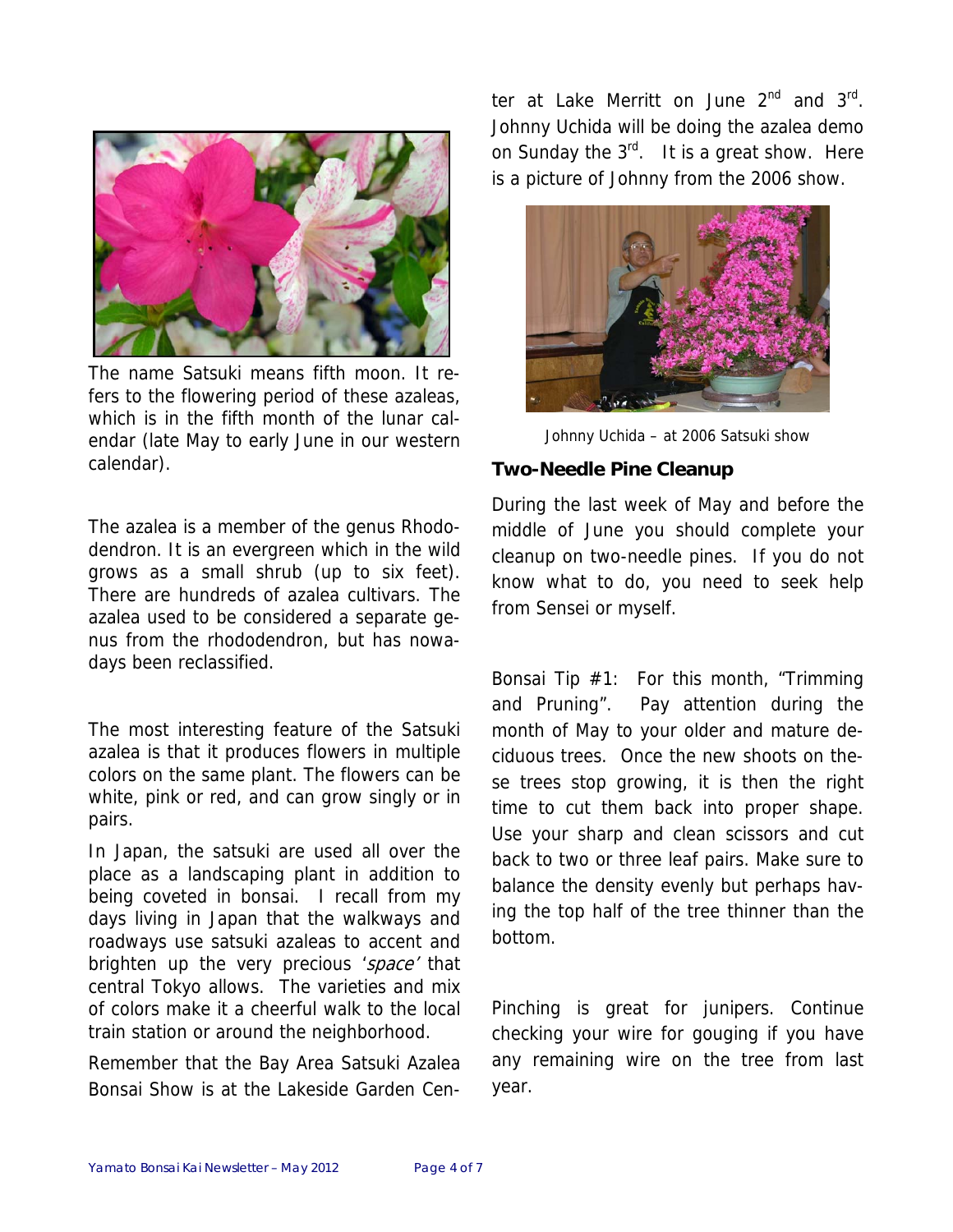The name Satsuki means fifth moon. It refers to the flowering period of these azaleas, which is in the fifth month of the lunar calendar (late May to early June in our western calendar).

The azalea is a member of the genus Rhododendron. It is an evergreen which in the wild grows as a small shrub (up to six feet). There are hundreds of azalea cultivars. The azalea used to be considered a separate genus from the rhododendron, but has nowadays been reclassified.

The most interesting feature of the Satsuki azalea is that it produces flowers in multiple colors on the same plant. The flowers can be white, pink or red, and can grow singly or in pairs.

In Japan, the satsuki are used all over the place as a landscaping plant in addition to being coveted in bonsai. I recall from my days living in Japan that the walkways and roadways use satsuki azaleas to accent and brighten up the very precious '*space*' that central Tokyo allows. The varieties and mix of colors make it a cheerful walk to the local train station or around the neighborhood.

Remember that the Bay Area Satsuki Azalea Bonsai Show is at the Lakeside Garden Center at Lake Merritt on June 2nd and 3rd. Johnny Uchida will be doing the azalea demo on Sunday the 3rd. It is a great show. Here is a picture of Johnny from the 2006 show.

Johnny Uchida – at 2006 Satsuki show

### Two-Needle Pine Cleanup

During the last week of May and before the middle of June you should complete your cleanup on two-needle pines. If you do not know what to do, you need to seek help from Sensei or myself.

Bonsai Tip #1: For this month, "Trimming and Pruning". Pay attention during the month of May to your older and mature deciduous trees. Once the new shoots on these trees stop growing, it is then the right time to cut them back into proper shape. Use your sharp and clean scissors and cut back to two or three leaf pairs. Make sure to balance the density evenly but perhaps having the top half of the tree thinner than the bottom.

Pinching is great for junipers. Continue checking your wire for gouging if you have any remaining wire on the tree from last year.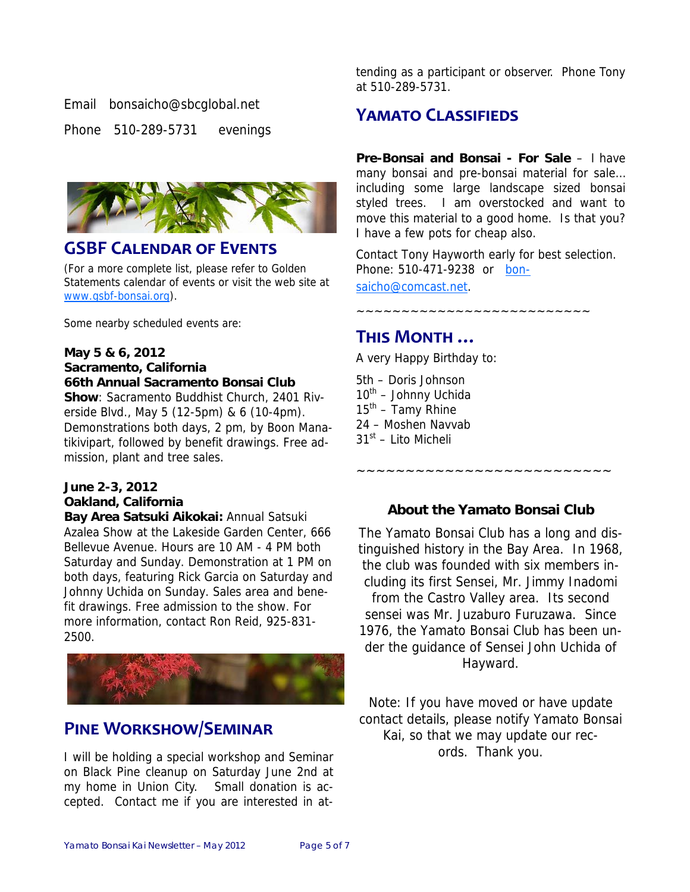Email bonsaicho@sbcglobal.net

Phone 510-289-5731 evenings

## GSBF Calendar of Events

(For a more complete list, please refer to Golden Statements calendar of events or visit the web site at www.gsbf-bonsai.org).

Some nearby scheduled events are:

**May 5 & 6, 2012**
**Sacramento, California**
**66th Annual Sacramento Bonsai Club Show**: Sacramento Buddhist Church, 2401 Riverside Blvd., May 5 (12-5pm) & 6 (10-4pm). Demonstrations both days, 2 pm, by Boon Manatikivipart, followed by benefit drawings. Free admission, plant and tree sales.

**June 2-3, 2012**
**Oakland, California**
**Bay Area Satsuki Aikokai:** Annual Satsuki Azalea Show at the Lakeside Garden Center, 666 Bellevue Avenue. Hours are 10 AM - 4 PM both Saturday and Sunday. Demonstration at 1 PM on both days, featuring Rick Garcia on Saturday and Johnny Uchida on Sunday. Sales area and benefit drawings. Free admission to the show. For more information, contact Ron Reid, 925-831-2500.

## Pine Workshow/Seminar

I will be holding a special workshop and Seminar on Black Pine cleanup on Saturday June 2nd at my home in Union City. Small donation is accepted. Contact me if you are interested in attending as a participant or observer. Phone Tony at 510-289-5731.

## Yamato Classifieds

**Pre-Bonsai and Bonsai - For Sale** – I have many bonsai and pre-bonsai material for sale… including some large landscape sized bonsai styled trees. I am overstocked and want to move this material to a good home. Is that you? I have a few pots for cheap also.

Contact Tony Hayworth early for best selection. Phone: 510-471-9238 or bonsaicho@comcast.net.

~~~~~~~~~~~~~~~~~~~~~~~~~~

## This Month …

A very Happy Birthday to:

5th – Doris Johnson
10th – Johnny Uchida
15th – Tamy Rhine
24 – Moshen Navvab
31st – Lito Micheli

~~~~~~~~~~~~~~~~~~~~~~~~~~

**About the Yamato Bonsai Club**

The Yamato Bonsai Club has a long and distinguished history in the Bay Area. In 1968, the club was founded with six members including its first Sensei, Mr. Jimmy Inadomi from the Castro Valley area. Its second sensei was Mr. Juzaburo Furuzawa. Since 1976, the Yamato Bonsai Club has been under the guidance of Sensei John Uchida of Hayward.

Note: If you have moved or have update contact details, please notify Yamato Bonsai Kai, so that we may update our records. Thank you.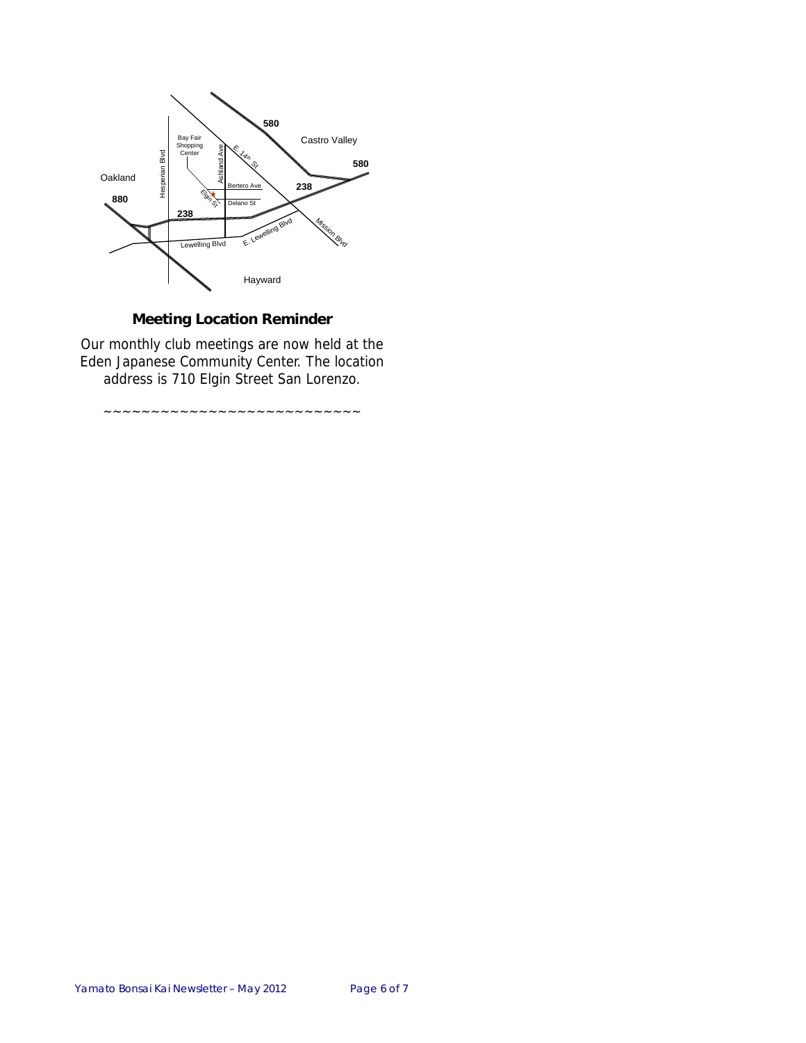## Meeting Location Reminder

Our monthly club meetings are now held at the Eden Japanese Community Center. The location address is 710 Elgin Street San Lorenzo.

~~~~~~~~~~~~~~~~~~~~~~~~~~~~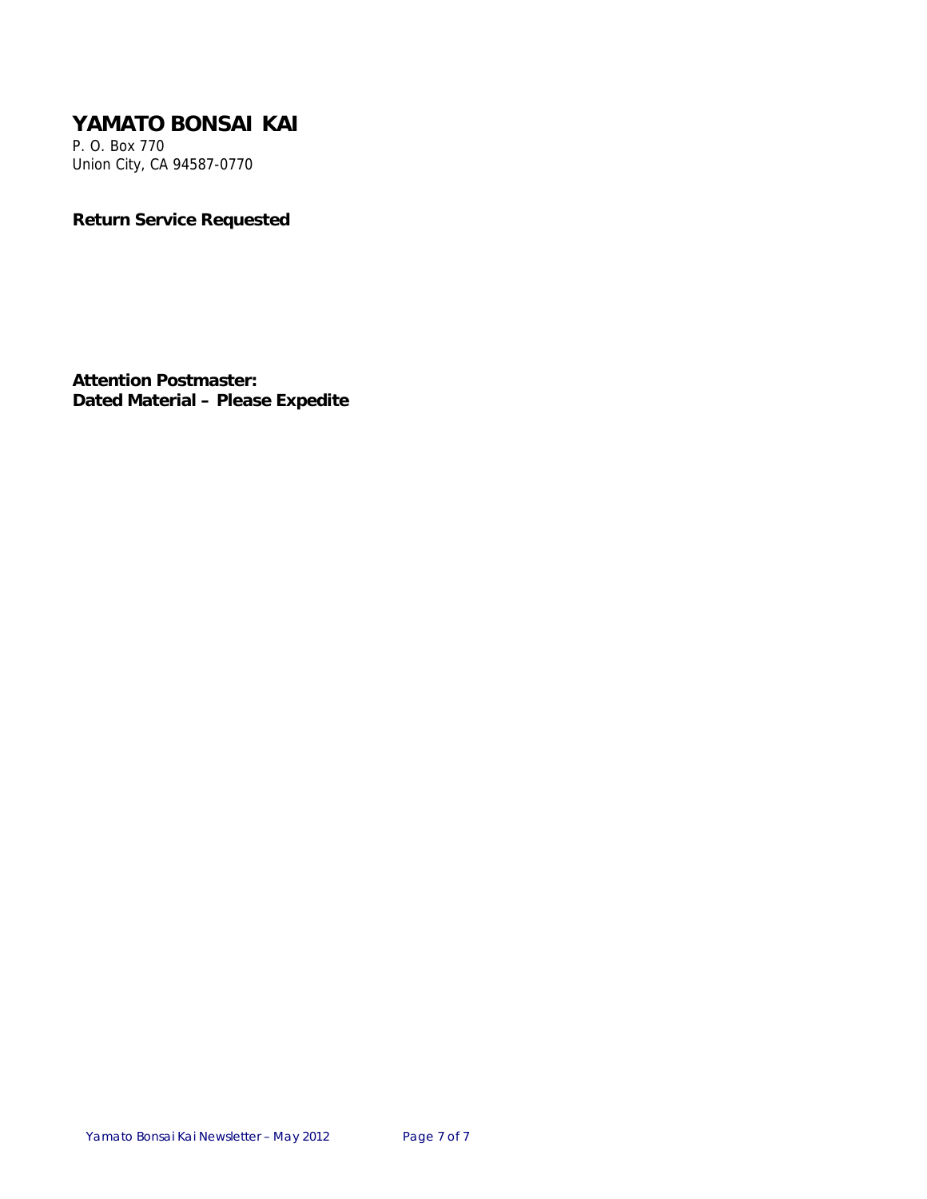## YAMATO BONSAI KAI

P. O. Box 770
Union City, CA 94587-0770

**Return Service Requested**

**Attention Postmaster:**
**Dated Material – Please Expedite**